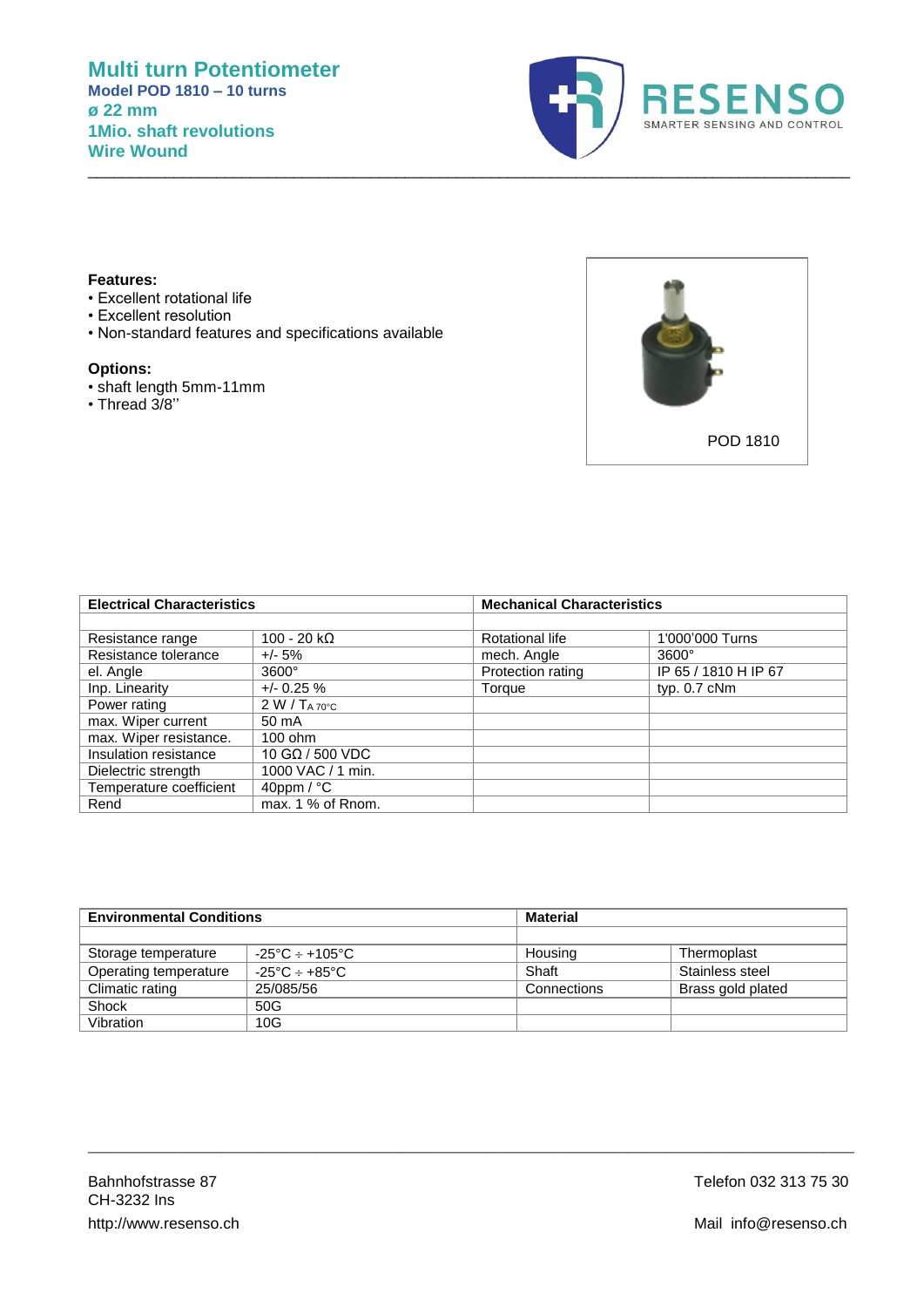# Multi turn Potentiometer

**Model POD 1810 – 10 turns**
**ø 22 mm**
**1Mio. shaft revolutions**
**Wire Wound**

RESENSO
SMARTER SENSING AND CONTROL

**Features:**

- Excellent rotational life
- Excellent resolution
- Non-standard features and specifications available

**Options:**

- shaft length 5mm-11mm
- Thread 3/8''

POD 1810

| Electrical Characteristics | | Mechanical Characteristics | |
|---|---|---|---|
| | | | |
| Resistance range | 100 - 20 kΩ | Rotational life | 1'000'000 Turns |
| Resistance tolerance | +/- 5% | mech. Angle | 3600° |
| el. Angle | 3600° | Protection rating | IP 65 / 1810 H IP 67 |
| Inp. Linearity | +/- 0.25 % | Torque | typ. 0.7 cNm |
| Power rating | 2 W / $T_{A\,70°C}$ | | |
| max. Wiper current | 50 mA | | |
| max. Wiper resistance. | 100 ohm | | |
| Insulation resistance | 10 GΩ / 500 VDC | | |
| Dielectric strength | 1000 VAC / 1 min. | | |
| Temperature coefficient | 40ppm / °C | | |
| Rend | max. 1 % of Rnom. | | |

| Environmental Conditions | | Material | |
|---|---|---|---|
| | | | |
| Storage temperature | -25°C ÷ +105°C | Housing | Thermoplast |
| Operating temperature | -25°C ÷ +85°C | Shaft | Stainless steel |
| Climatic rating | 25/085/56 | Connections | Brass gold plated |
| Shock | 50G | | |
| Vibration | 10G | | |

Bahnhofstrasse 87
CH-3232 Ins
http://www.resenso.ch

Telefon 032 313 75 30

Mail info@resenso.ch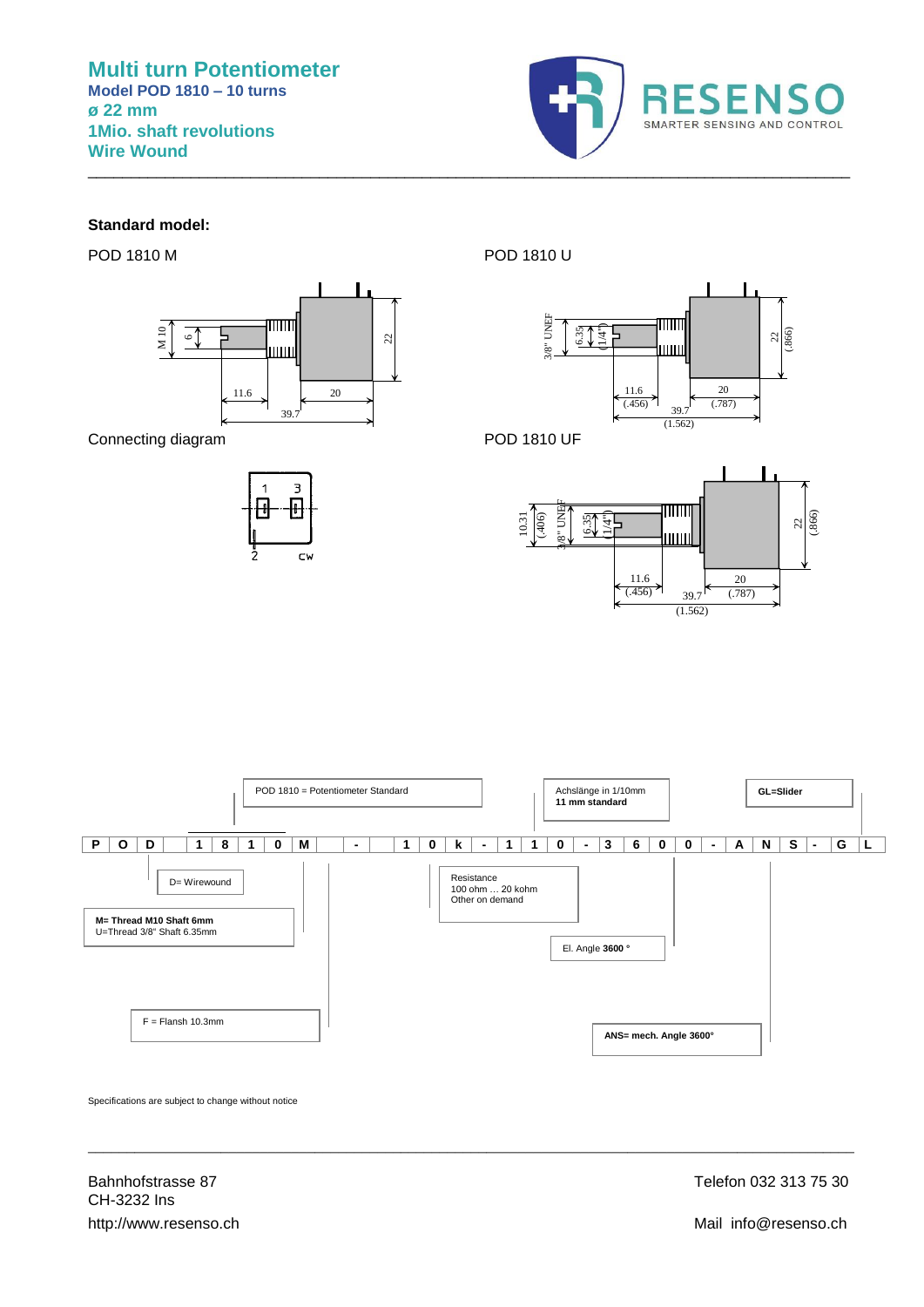# Multi turn Potentiometer

**Model POD 1810 – 10 turns**
**ø 22 mm**
**1Mio. shaft revolutions**
**Wire Wound**

RESENSO
SMARTER SENSING AND CONTROL

**Standard model:**

POD 1810 M

M 10
6
22
11.6
20
39.7

POD 1810 U

3/8" UNEF
6.35
(1/4")
22
(.866)
11.6
(.456)
20
(.787)
39.7
(1.562)

Connecting diagram

1
3
2
CW

POD 1810 UF

10.31
(.406)
3/8" UNEF
6.35
(1/4")
22
(.866)
11.6
(.456)
20
(.787)
39.7
(1.562)

| P | O | D | | 1 | 8 | 1 | 0 | M | | - | | 1 | 0 | k | - | 1 | 1 | 0 | - | 3 | 6 | 0 | 0 | - | A | N | S | - | G | L |
|---|---|---|---|---|---|---|---|---|---|---|---|---|---|---|---|---|---|---|---|---|---|---|---|---|---|---|---|---|---|---|

- POD 1810 = Potentiometer Standard
- Achslänge in 1/10mm **11 mm standard**
- **GL=Slider**
- D= Wirewound
- **M= Thread M10 Shaft 6mm** U=Thread 3/8" Shaft 6.35mm
- F = Flansh 10.3mm
- Resistance 100 ohm … 20 kohm Other on demand
- El. Angle **3600 °**
- **ANS= mech. Angle 3600°**

Specifications are subject to change without notice

Bahnhofstrasse 87
CH-3232 Ins
http://www.resenso.ch

Telefon 032 313 75 30

Mail info@resenso.ch